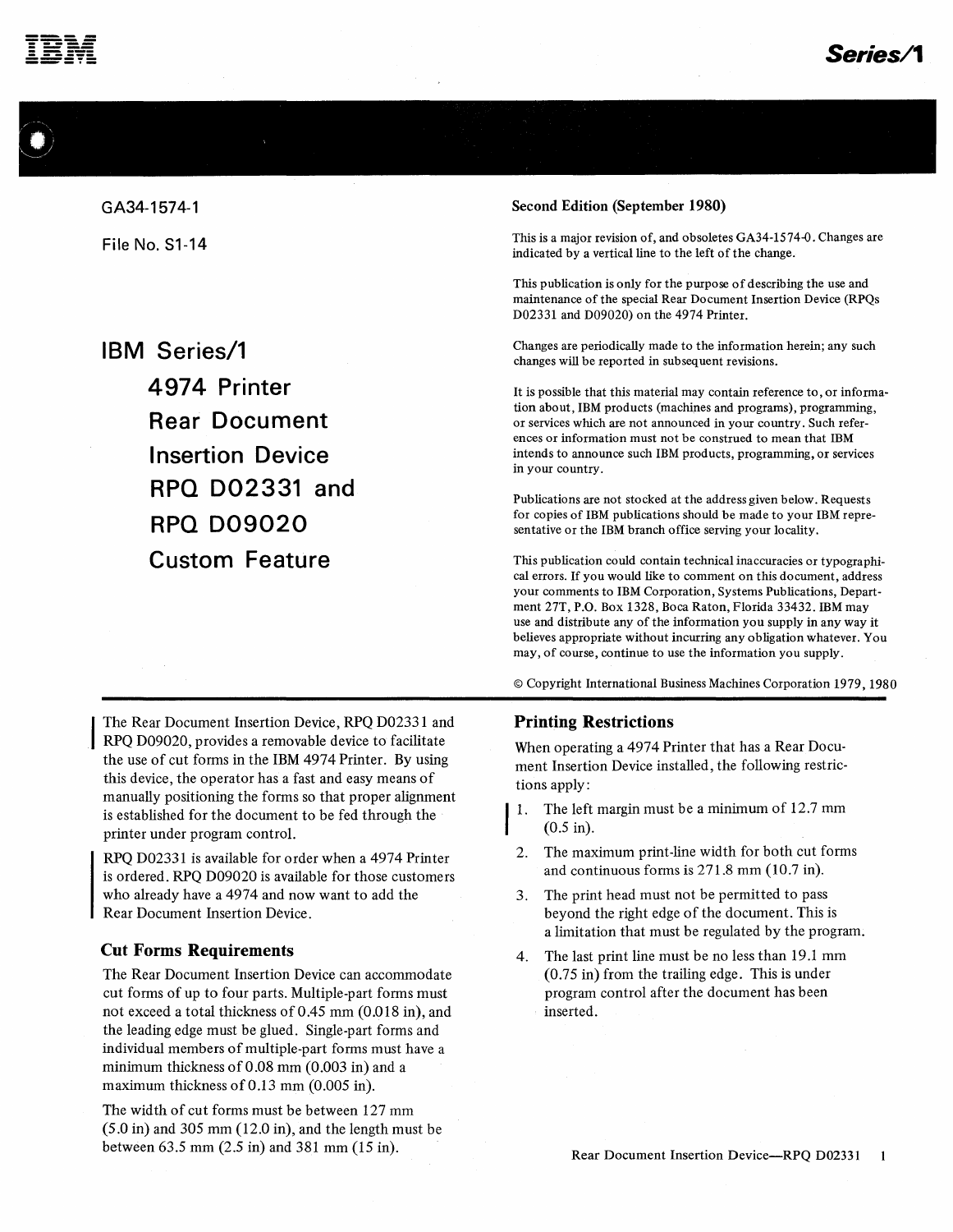IBM Series/1

GA34-1574-1

File No. S1-14

# IBM Series/1 4974 Printer Rear Document Insertion Device RPQ D02331 and RPQ D09020 Custom Feature

**Second Edition (September 1980)**

This is a major revision of, and obsoletes GA34-1574-0. Changes are indicated by a vertical line to the left of the change.

This publication is only for the purpose of describing the use and maintenance of the special Rear Document Insertion Device (RPQs D02331 and D09020) on the 4974 Printer.

Changes are periodically made to the information herein; any such changes will be reported in subsequent revisions.

It is possible that this material may contain reference to, or information about, IBM products (machines and programs), programming, or services which are not announced in your country. Such references or information must not be construed to mean that IBM intends to announce such IBM products, programming, or services in your country.

Publications are not stocked at the address given below. Requests for copies of IBM publications should be made to your IBM representative or the IBM branch office serving your locality.

This publication could contain technical inaccuracies or typographical errors. If you would like to comment on this document, address your comments to IBM Corporation, Systems Publications, Department 27T, P.O. Box 1328, Boca Raton, Florida 33432. IBM may use and distribute any of the information you supply in any way it believes appropriate without incurring any obligation whatever. You may, of course, continue to use the information you supply.

© Copyright International Business Machines Corporation 1979, 1980

The Rear Document Insertion Device, RPQ D02331 and RPQ D09020, provides a removable device to facilitate the use of cut forms in the IBM 4974 Printer. By using this device, the operator has a fast and easy means of manually positioning the forms so that proper alignment is established for the document to be fed through the printer under program control.

RPQ D02331 is available for order when a 4974 Printer is ordered. RPQ D09020 is available for those customers who already have a 4974 and now want to add the Rear Document Insertion Device.

## Cut Forms Requirements

The Rear Document Insertion Device can accommodate cut forms of up to four parts. Multiple-part forms must not exceed a total thickness of 0.45 mm (0.018 in), and the leading edge must be glued. Single-part forms and individual members of multiple-part forms must have a minimum thickness of 0.08 mm (0.003 in) and a maximum thickness of 0.13 mm (0.005 in).

The width of cut forms must be between 127 mm (5.0 in) and 305 mm (12.0 in), and the length must be between 63.5 mm (2.5 in) and 381 mm (15 in).

## Printing Restrictions

When operating a 4974 Printer that has a Rear Document Insertion Device installed, the following restrictions apply:

1. The left margin must be a minimum of 12.7 mm (0.5 in).
2. The maximum print-line width for both cut forms and continuous forms is 271.8 mm (10.7 in).
3. The print head must not be permitted to pass beyond the right edge of the document. This is a limitation that must be regulated by the program.
4. The last print line must be no less than 19.1 mm (0.75 in) from the trailing edge. This is under program control after the document has been inserted.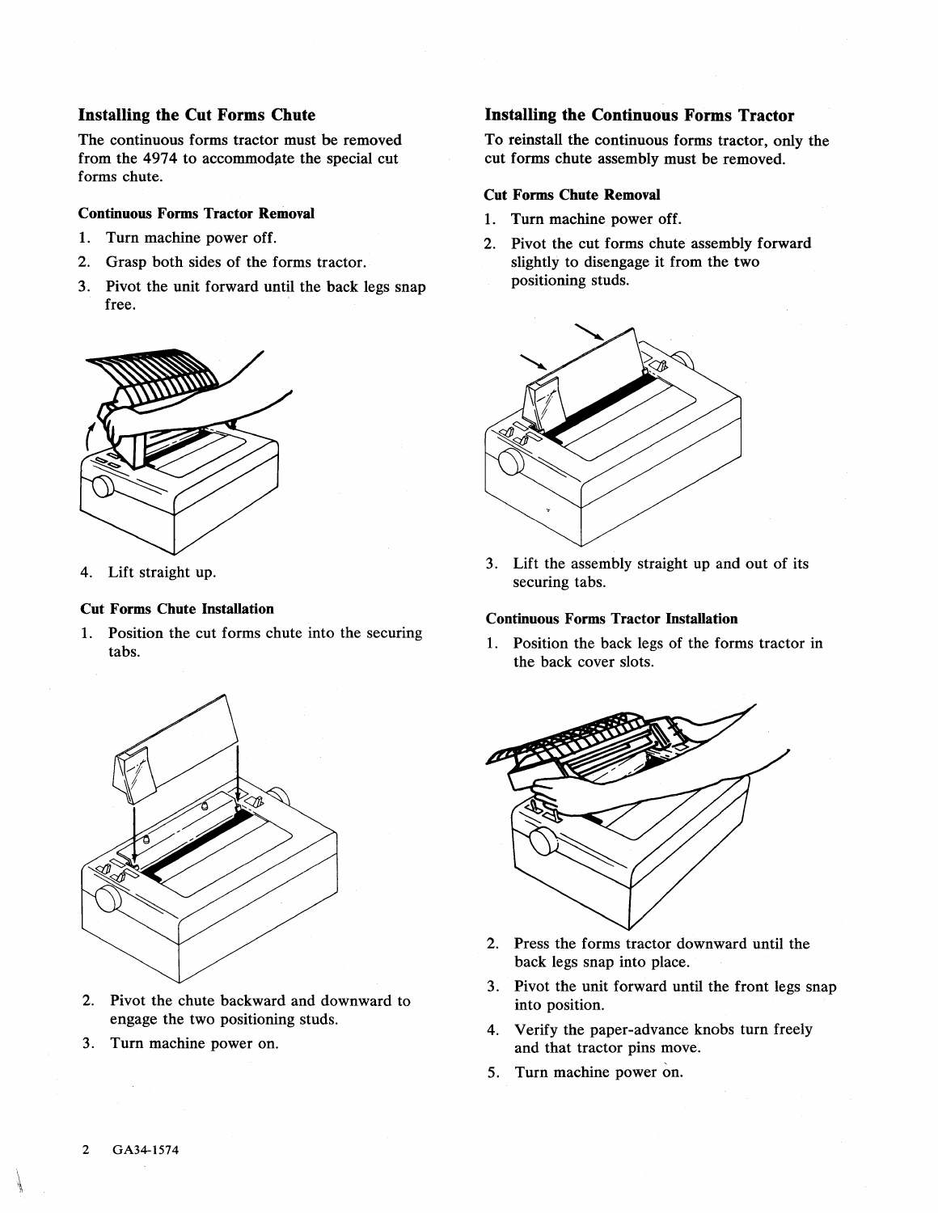## Installing the Cut Forms Chute

The continuous forms tractor must be removed from the 4974 to accommodate the special cut forms chute.

### Continuous Forms Tractor Removal

1. Turn machine power off.
2. Grasp both sides of the forms tractor.
3. Pivot the unit forward until the back legs snap free.
4. Lift straight up.

### Cut Forms Chute Installation

1. Position the cut forms chute into the securing tabs.
2. Pivot the chute backward and downward to engage the two positioning studs.
3. Turn machine power on.

## Installing the Continuous Forms Tractor

To reinstall the continuous forms tractor, only the cut forms chute assembly must be removed.

### Cut Forms Chute Removal

1. Turn machine power off.
2. Pivot the cut forms chute assembly forward slightly to disengage it from the two positioning studs.
3. Lift the assembly straight up and out of its securing tabs.

### Continuous Forms Tractor Installation

1. Position the back legs of the forms tractor in the back cover slots.
2. Press the forms tractor downward until the back legs snap into place.
3. Pivot the unit forward until the front legs snap into position.
4. Verify the paper-advance knobs turn freely and that tractor pins move.
5. Turn machine power on.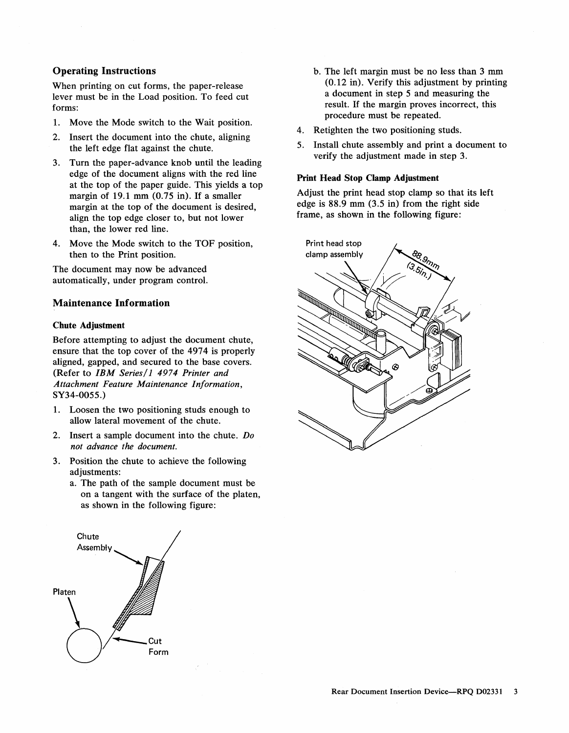## Operating Instructions

When printing on cut forms, the paper-release lever must be in the Load position. To feed cut forms:

1. Move the Mode switch to the Wait position.
2. Insert the document into the chute, aligning the left edge flat against the chute.
3. Turn the paper-advance knob until the leading edge of the document aligns with the red line at the top of the paper guide. This yields a top margin of 19.1 mm (0.75 in). If a smaller margin at the top of the document is desired, align the top edge closer to, but not lower than, the lower red line.
4. Move the Mode switch to the TOF position, then to the Print position.

The document may now be advanced automatically, under program control.

## Maintenance Information

### Chute Adjustment

Before attempting to adjust the document chute, ensure that the top cover of the 4974 is properly aligned, gapped, and secured to the base covers. (Refer to *IBM Series/1 4974 Printer and Attachment Feature Maintenance Information*, SY34-0055.)

1. Loosen the two positioning studs enough to allow lateral movement of the chute.
2. Insert a sample document into the chute. *Do not advance the document.*
3. Position the chute to achieve the following adjustments:
   a. The path of the sample document must be on a tangent with the surface of the platen, as shown in the following figure:

Chute Assembly
Platen
Cut Form

   b. The left margin must be no less than 3 mm (0.12 in). Verify this adjustment by printing a document in step 5 and measuring the result. If the margin proves incorrect, this procedure must be repeated.
4. Retighten the two positioning studs.
5. Install chute assembly and print a document to verify the adjustment made in step 3.

### Print Head Stop Clamp Adjustment

Adjust the print head stop clamp so that its left edge is 88.9 mm (3.5 in) from the right side frame, as shown in the following figure:

Print head stop clamp assembly
88.9mm (3.5in.)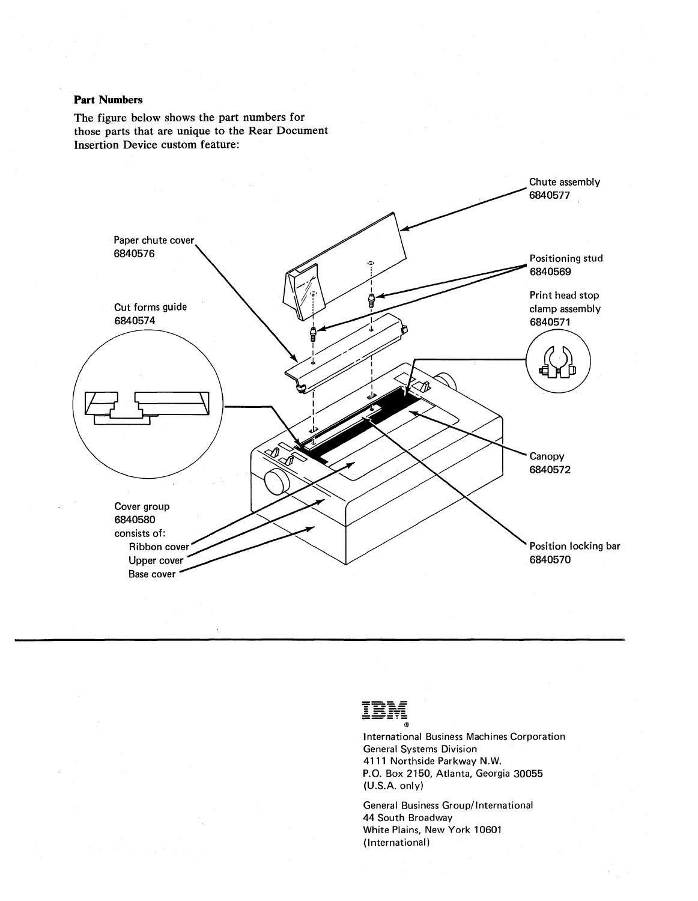**Part Numbers**

The figure below shows the part numbers for those parts that are unique to the Rear Document Insertion Device custom feature:

Chute assembly
6840577

Paper chute cover
6840576

Positioning stud
6840569

Cut forms guide
6840574

Print head stop clamp assembly
6840571

Canopy
6840572

Cover group
6840580
consists of:
Ribbon cover
Upper cover
Base cover

Position locking bar
6840570

---

IBM®

International Business Machines Corporation
General Systems Division
4111 Northside Parkway N.W.
P.O. Box 2150, Atlanta, Georgia 30055
(U.S.A. only)

General Business Group/International
44 South Broadway
White Plains, New York 10601
(International)